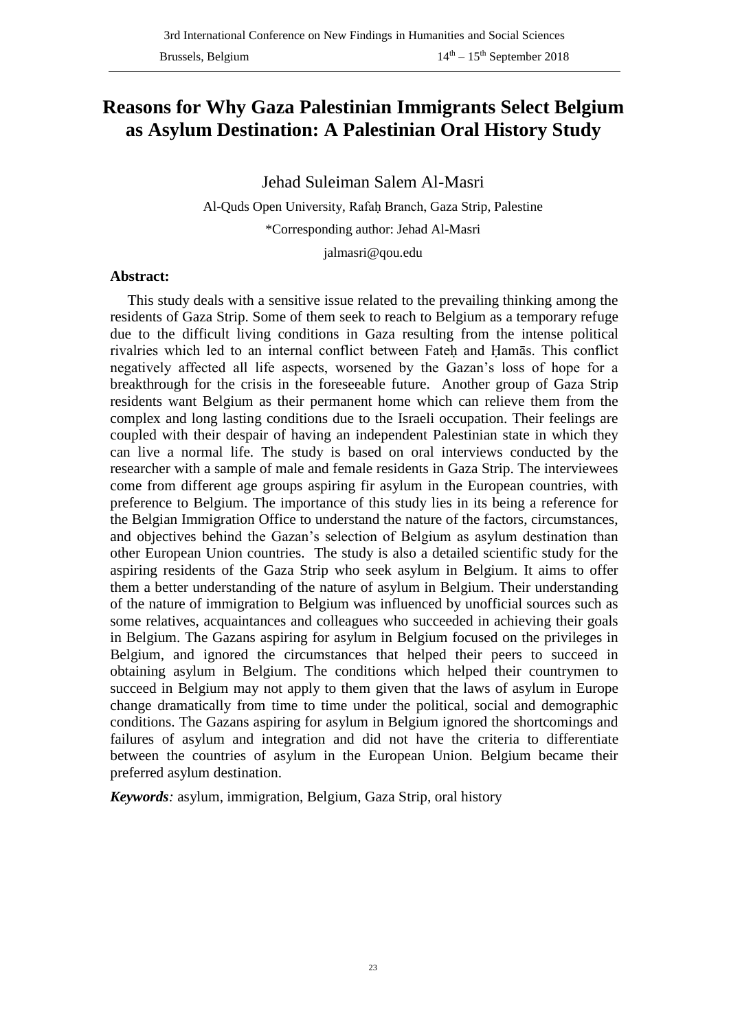# Reasons for Why Gaza Palestinian Immigrants Select Belgium as Asylum Destination: A Palestinian Oral History Study

Jehad Suleiman Salem Al-Masri

Al-Quds Open University, Rafaḥ Branch, Gaza Strip, Palestine

*Corresponding author: Jehad Al-Masri

jalmasri@qou.edu

**Abstract:**

This study deals with a sensitive issue related to the prevailing thinking among the residents of Gaza Strip. Some of them seek to reach to Belgium as a temporary refuge due to the difficult living conditions in Gaza resulting from the intense political rivalries which led to an internal conflict between Fateḥ and Ḥamās. This conflict negatively affected all life aspects, worsened by the Gazan's loss of hope for a breakthrough for the crisis in the foreseeable future. Another group of Gaza Strip residents want Belgium as their permanent home which can relieve them from the complex and long lasting conditions due to the Israeli occupation. Their feelings are coupled with their despair of having an independent Palestinian state in which they can live a normal life. The study is based on oral interviews conducted by the researcher with a sample of male and female residents in Gaza Strip. The interviewees come from different age groups aspiring fir asylum in the European countries, with preference to Belgium. The importance of this study lies in its being a reference for the Belgian Immigration Office to understand the nature of the factors, circumstances, and objectives behind the Gazan's selection of Belgium as asylum destination than other European Union countries. The study is also a detailed scientific study for the aspiring residents of the Gaza Strip who seek asylum in Belgium. It aims to offer them a better understanding of the nature of asylum in Belgium. Their understanding of the nature of immigration to Belgium was influenced by unofficial sources such as some relatives, acquaintances and colleagues who succeeded in achieving their goals in Belgium. The Gazans aspiring for asylum in Belgium focused on the privileges in Belgium, and ignored the circumstances that helped their peers to succeed in obtaining asylum in Belgium. The conditions which helped their countrymen to succeed in Belgium may not apply to them given that the laws of asylum in Europe change dramatically from time to time under the political, social and demographic conditions. The Gazans aspiring for asylum in Belgium ignored the shortcomings and failures of asylum and integration and did not have the criteria to differentiate between the countries of asylum in the European Union. Belgium became their preferred asylum destination.

***Keywords:*** asylum, immigration, Belgium, Gaza Strip, oral history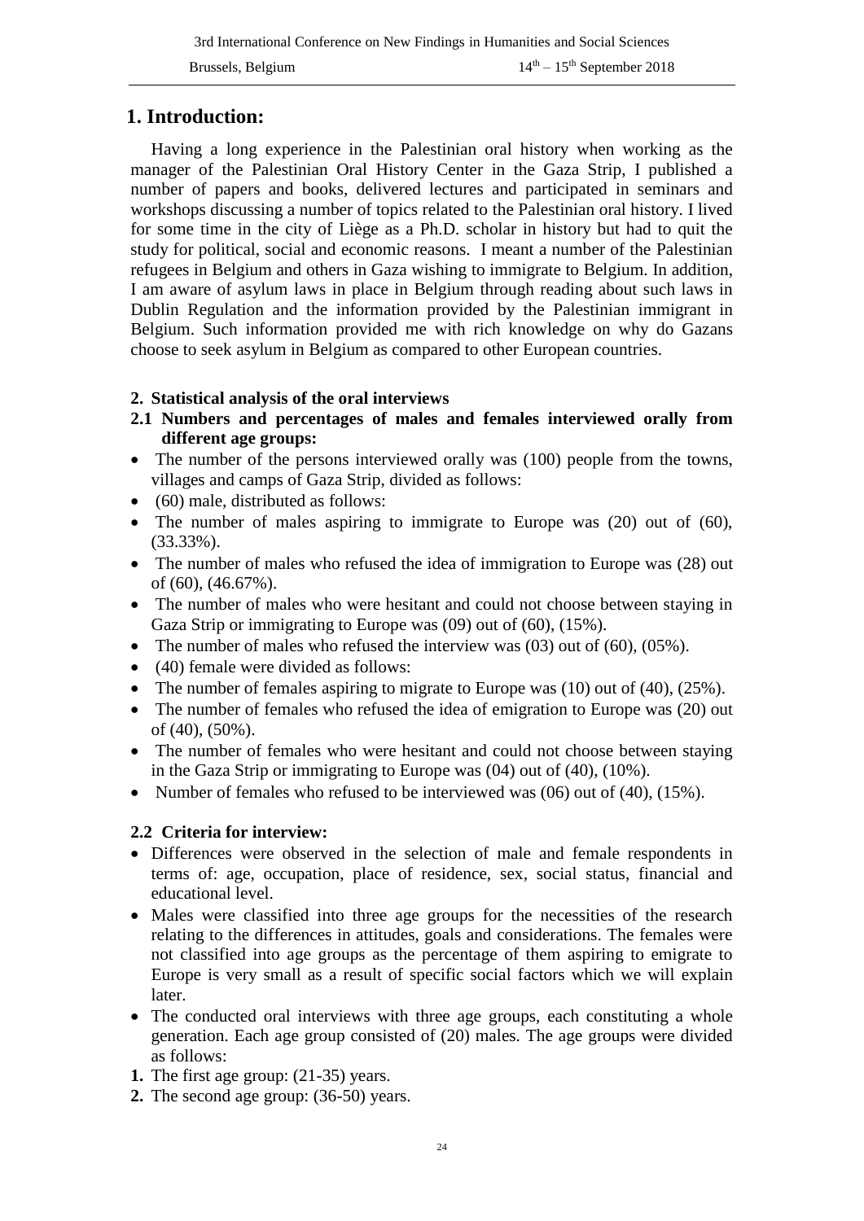## 1. Introduction:

Having a long experience in the Palestinian oral history when working as the manager of the Palestinian Oral History Center in the Gaza Strip, I published a number of papers and books, delivered lectures and participated in seminars and workshops discussing a number of topics related to the Palestinian oral history. I lived for some time in the city of Liège as a Ph.D. scholar in history but had to quit the study for political, social and economic reasons. I meant a number of the Palestinian refugees in Belgium and others in Gaza wishing to immigrate to Belgium. In addition, I am aware of asylum laws in place in Belgium through reading about such laws in Dublin Regulation and the information provided by the Palestinian immigrant in Belgium. Such information provided me with rich knowledge on why do Gazans choose to seek asylum in Belgium as compared to other European countries.

### 2. Statistical analysis of the oral interviews

### 2.1 Numbers and percentages of males and females interviewed orally from different age groups:

- The number of the persons interviewed orally was (100) people from the towns, villages and camps of Gaza Strip, divided as follows:
- (60) male, distributed as follows:
- The number of males aspiring to immigrate to Europe was (20) out of (60), (33.33%).
- The number of males who refused the idea of immigration to Europe was (28) out of (60), (46.67%).
- The number of males who were hesitant and could not choose between staying in Gaza Strip or immigrating to Europe was (09) out of (60), (15%).
- The number of males who refused the interview was (03) out of (60), (05%).
- (40) female were divided as follows:
- The number of females aspiring to migrate to Europe was (10) out of (40), (25%).
- The number of females who refused the idea of emigration to Europe was (20) out of (40), (50%).
- The number of females who were hesitant and could not choose between staying in the Gaza Strip or immigrating to Europe was (04) out of (40), (10%).
- Number of females who refused to be interviewed was (06) out of (40), (15%).

### 2.2 Criteria for interview:

- Differences were observed in the selection of male and female respondents in terms of: age, occupation, place of residence, sex, social status, financial and educational level.
- Males were classified into three age groups for the necessities of the research relating to the differences in attitudes, goals and considerations. The females were not classified into age groups as the percentage of them aspiring to emigrate to Europe is very small as a result of specific social factors which we will explain later.
- The conducted oral interviews with three age groups, each constituting a whole generation. Each age group consisted of (20) males. The age groups were divided as follows:

1. The first age group: (21-35) years.
2. The second age group: (36-50) years.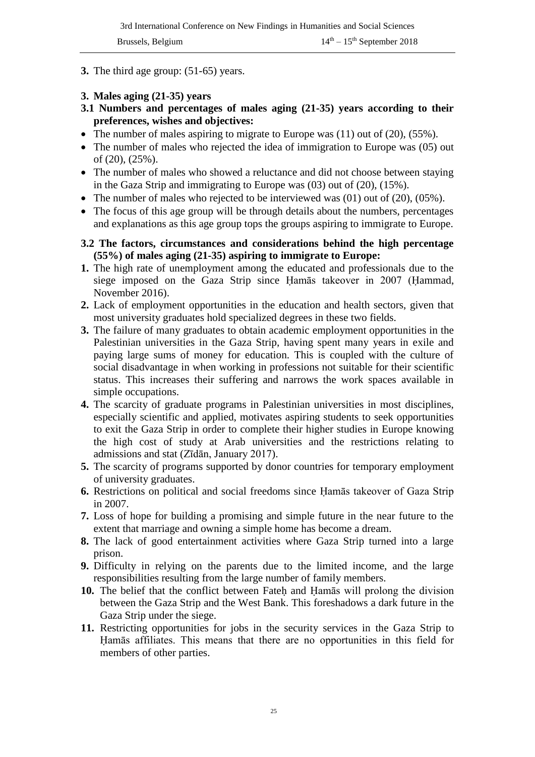**3.** The third age group: (51-65) years.

### 3. Males aging (21-35) years

#### 3.1 Numbers and percentages of males aging (21-35) years according to their preferences, wishes and objectives:

- The number of males aspiring to migrate to Europe was (11) out of (20), (55%).
- The number of males who rejected the idea of immigration to Europe was (05) out of (20), (25%).
- The number of males who showed a reluctance and did not choose between staying in the Gaza Strip and immigrating to Europe was (03) out of (20), (15%).
- The number of males who rejected to be interviewed was (01) out of (20), (05%).
- The focus of this age group will be through details about the numbers, percentages and explanations as this age group tops the groups aspiring to immigrate to Europe.

#### 3.2 The factors, circumstances and considerations behind the high percentage (55%) of males aging (21-35) aspiring to immigrate to Europe:

1. The high rate of unemployment among the educated and professionals due to the siege imposed on the Gaza Strip since Ḥamās takeover in 2007 (Ḥammad, November 2016).
2. Lack of employment opportunities in the education and health sectors, given that most university graduates hold specialized degrees in these two fields.
3. The failure of many graduates to obtain academic employment opportunities in the Palestinian universities in the Gaza Strip, having spent many years in exile and paying large sums of money for education. This is coupled with the culture of social disadvantage in when working in professions not suitable for their scientific status. This increases their suffering and narrows the work spaces available in simple occupations.
4. The scarcity of graduate programs in Palestinian universities in most disciplines, especially scientific and applied, motivates aspiring students to seek opportunities to exit the Gaza Strip in order to complete their higher studies in Europe knowing the high cost of study at Arab universities and the restrictions relating to admissions and stat (Zīdān, January 2017).
5. The scarcity of programs supported by donor countries for temporary employment of university graduates.
6. Restrictions on political and social freedoms since Ḥamās takeover of Gaza Strip in 2007.
7. Loss of hope for building a promising and simple future in the near future to the extent that marriage and owning a simple home has become a dream.
8. The lack of good entertainment activities where Gaza Strip turned into a large prison.
9. Difficulty in relying on the parents due to the limited income, and the large responsibilities resulting from the large number of family members.
10. The belief that the conflict between Fateḥ and Ḥamās will prolong the division between the Gaza Strip and the West Bank. This foreshadows a dark future in the Gaza Strip under the siege.
11. Restricting opportunities for jobs in the security services in the Gaza Strip to Ḥamās affiliates. This means that there are no opportunities in this field for members of other parties.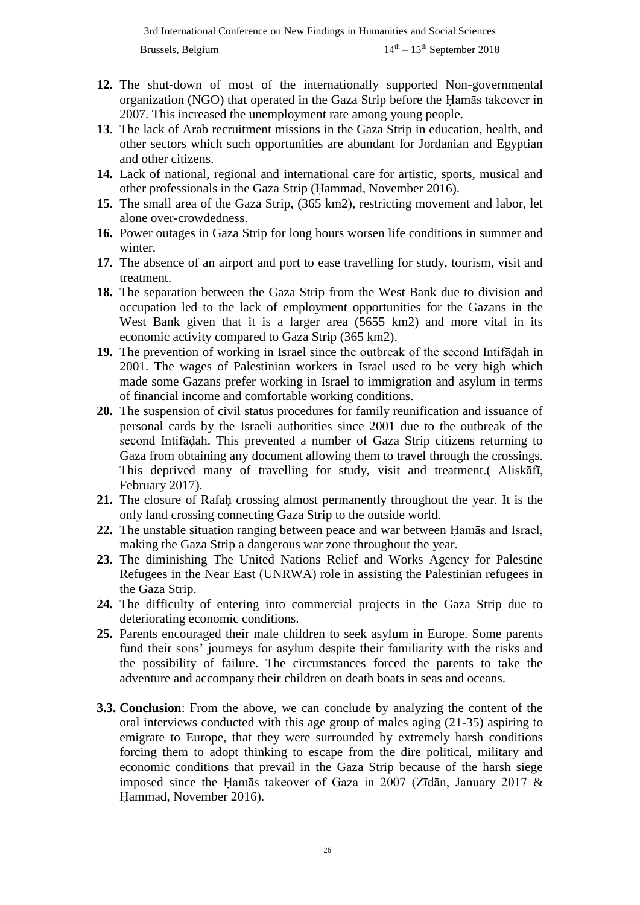**12.** The shut-down of most of the internationally supported Non-governmental organization (NGO) that operated in the Gaza Strip before the Ḥamās takeover in 2007. This increased the unemployment rate among young people.

**13.** The lack of Arab recruitment missions in the Gaza Strip in education, health, and other sectors which such opportunities are abundant for Jordanian and Egyptian and other citizens.

**14.** Lack of national, regional and international care for artistic, sports, musical and other professionals in the Gaza Strip (Ḥammad, November 2016).

**15.** The small area of the Gaza Strip, (365 km2), restricting movement and labor, let alone over-crowdedness.

**16.** Power outages in Gaza Strip for long hours worsen life conditions in summer and winter.

**17.** The absence of an airport and port to ease travelling for study, tourism, visit and treatment.

**18.** The separation between the Gaza Strip from the West Bank due to division and occupation led to the lack of employment opportunities for the Gazans in the West Bank given that it is a larger area (5655 km2) and more vital in its economic activity compared to Gaza Strip (365 km2).

**19.** The prevention of working in Israel since the outbreak of the second Intifāḍah in 2001. The wages of Palestinian workers in Israel used to be very high which made some Gazans prefer working in Israel to immigration and asylum in terms of financial income and comfortable working conditions.

**20.** The suspension of civil status procedures for family reunification and issuance of personal cards by the Israeli authorities since 2001 due to the outbreak of the second Intifāḍah. This prevented a number of Gaza Strip citizens returning to Gaza from obtaining any document allowing them to travel through the crossings. This deprived many of travelling for study, visit and treatment.( Aliskāfī, February 2017).

**21.** The closure of Rafaḥ crossing almost permanently throughout the year. It is the only land crossing connecting Gaza Strip to the outside world.

**22.** The unstable situation ranging between peace and war between Ḥamās and Israel, making the Gaza Strip a dangerous war zone throughout the year.

**23.** The diminishing The United Nations Relief and Works Agency for Palestine Refugees in the Near East (UNRWA) role in assisting the Palestinian refugees in the Gaza Strip.

**24.** The difficulty of entering into commercial projects in the Gaza Strip due to deteriorating economic conditions.

**25.** Parents encouraged their male children to seek asylum in Europe. Some parents fund their sons' journeys for asylum despite their familiarity with the risks and the possibility of failure. The circumstances forced the parents to take the adventure and accompany their children on death boats in seas and oceans.

**3.3. Conclusion**: From the above, we can conclude by analyzing the content of the oral interviews conducted with this age group of males aging (21-35) aspiring to emigrate to Europe, that they were surrounded by extremely harsh conditions forcing them to adopt thinking to escape from the dire political, military and economic conditions that prevail in the Gaza Strip because of the harsh siege imposed since the Ḥamās takeover of Gaza in 2007 (Zīdān, January 2017 & Ḥammad, November 2016).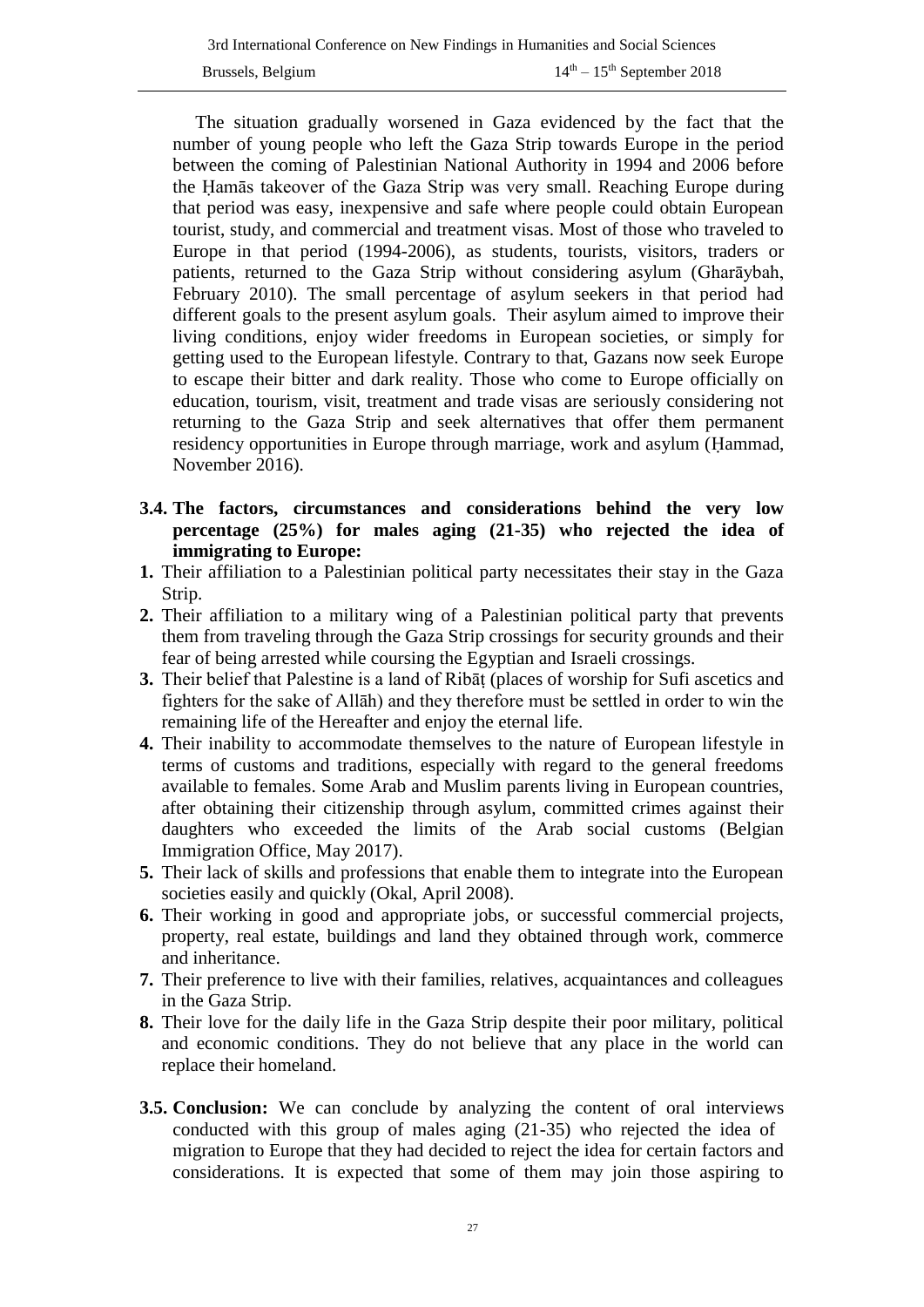The situation gradually worsened in Gaza evidenced by the fact that the number of young people who left the Gaza Strip towards Europe in the period between the coming of Palestinian National Authority in 1994 and 2006 before the Ḥamās takeover of the Gaza Strip was very small. Reaching Europe during that period was easy, inexpensive and safe where people could obtain European tourist, study, and commercial and treatment visas. Most of those who traveled to Europe in that period (1994-2006), as students, tourists, visitors, traders or patients, returned to the Gaza Strip without considering asylum (Gharāybah, February 2010). The small percentage of asylum seekers in that period had different goals to the present asylum goals. Their asylum aimed to improve their living conditions, enjoy wider freedoms in European societies, or simply for getting used to the European lifestyle. Contrary to that, Gazans now seek Europe to escape their bitter and dark reality. Those who come to Europe officially on education, tourism, visit, treatment and trade visas are seriously considering not returning to the Gaza Strip and seek alternatives that offer them permanent residency opportunities in Europe through marriage, work and asylum (Ḥammad, November 2016).

### 3.4. The factors, circumstances and considerations behind the very low percentage (25%) for males aging (21-35) who rejected the idea of immigrating to Europe:

1. Their affiliation to a Palestinian political party necessitates their stay in the Gaza Strip.
2. Their affiliation to a military wing of a Palestinian political party that prevents them from traveling through the Gaza Strip crossings for security grounds and their fear of being arrested while coursing the Egyptian and Israeli crossings.
3. Their belief that Palestine is a land of Ribāṭ (places of worship for Sufi ascetics and fighters for the sake of Allāh) and they therefore must be settled in order to win the remaining life of the Hereafter and enjoy the eternal life.
4. Their inability to accommodate themselves to the nature of European lifestyle in terms of customs and traditions, especially with regard to the general freedoms available to females. Some Arab and Muslim parents living in European countries, after obtaining their citizenship through asylum, committed crimes against their daughters who exceeded the limits of the Arab social customs (Belgian Immigration Office, May 2017).
5. Their lack of skills and professions that enable them to integrate into the European societies easily and quickly (Okal, April 2008).
6. Their working in good and appropriate jobs, or successful commercial projects, property, real estate, buildings and land they obtained through work, commerce and inheritance.
7. Their preference to live with their families, relatives, acquaintances and colleagues in the Gaza Strip.
8. Their love for the daily life in the Gaza Strip despite their poor military, political and economic conditions. They do not believe that any place in the world can replace their homeland.

### 3.5. Conclusion:

We can conclude by analyzing the content of oral interviews conducted with this group of males aging (21-35) who rejected the idea of migration to Europe that they had decided to reject the idea for certain factors and considerations. It is expected that some of them may join those aspiring to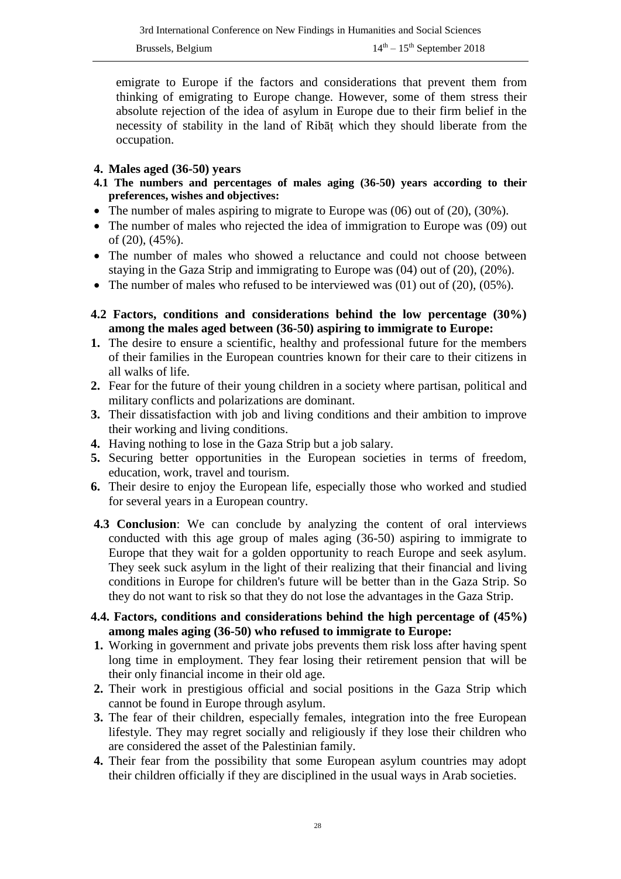emigrate to Europe if the factors and considerations that prevent them from thinking of emigrating to Europe change. However, some of them stress their absolute rejection of the idea of asylum in Europe due to their firm belief in the necessity of stability in the land of Ribāṭ which they should liberate from the occupation.

## 4. Males aged (36-50) years

### 4.1 The numbers and percentages of males aging (36-50) years according to their preferences, wishes and objectives:

- The number of males aspiring to migrate to Europe was (06) out of (20), (30%).
- The number of males who rejected the idea of immigration to Europe was (09) out of (20), (45%).
- The number of males who showed a reluctance and could not choose between staying in the Gaza Strip and immigrating to Europe was (04) out of (20), (20%).
- The number of males who refused to be interviewed was (01) out of (20), (05%).

### 4.2 Factors, conditions and considerations behind the low percentage (30%) among the males aged between (36-50) aspiring to immigrate to Europe:

1. The desire to ensure a scientific, healthy and professional future for the members of their families in the European countries known for their care to their citizens in all walks of life.
2. Fear for the future of their young children in a society where partisan, political and military conflicts and polarizations are dominant.
3. Their dissatisfaction with job and living conditions and their ambition to improve their working and living conditions.
4. Having nothing to lose in the Gaza Strip but a job salary.
5. Securing better opportunities in the European societies in terms of freedom, education, work, travel and tourism.
6. Their desire to enjoy the European life, especially those who worked and studied for several years in a European country.

**4.3 Conclusion**: We can conclude by analyzing the content of oral interviews conducted with this age group of males aging (36-50) aspiring to immigrate to Europe that they wait for a golden opportunity to reach Europe and seek asylum. They seek suck asylum in the light of their realizing that their financial and living conditions in Europe for children's future will be better than in the Gaza Strip. So they do not want to risk so that they do not lose the advantages in the Gaza Strip.

### 4.4. Factors, conditions and considerations behind the high percentage of (45%) among males aging (36-50) who refused to immigrate to Europe:

1. Working in government and private jobs prevents them risk loss after having spent long time in employment. They fear losing their retirement pension that will be their only financial income in their old age.
2. Their work in prestigious official and social positions in the Gaza Strip which cannot be found in Europe through asylum.
3. The fear of their children, especially females, integration into the free European lifestyle. They may regret socially and religiously if they lose their children who are considered the asset of the Palestinian family.
4. Their fear from the possibility that some European asylum countries may adopt their children officially if they are disciplined in the usual ways in Arab societies.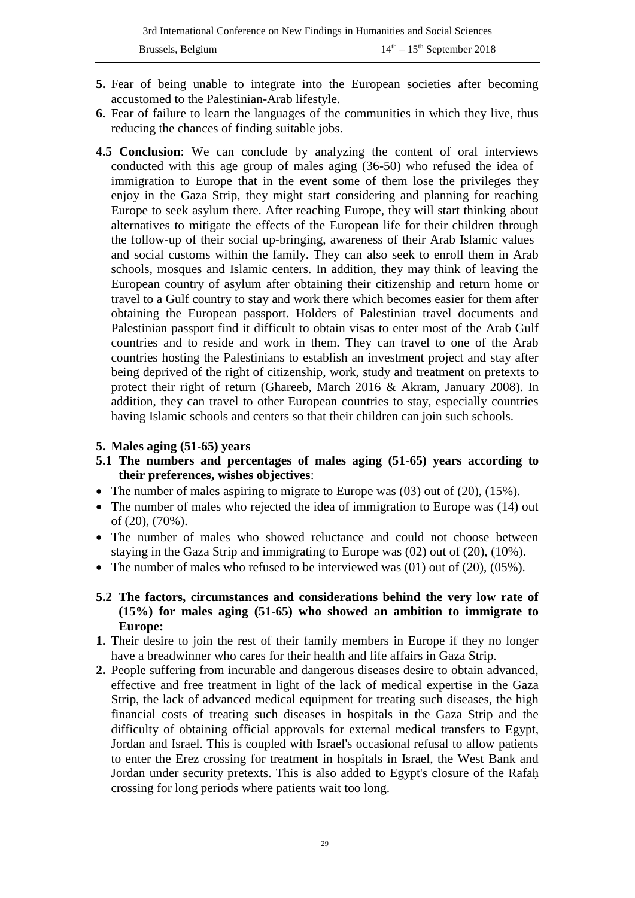5. Fear of being unable to integrate into the European societies after becoming accustomed to the Palestinian-Arab lifestyle.
6. Fear of failure to learn the languages of the communities in which they live, thus reducing the chances of finding suitable jobs.

**4.5 Conclusion**: We can conclude by analyzing the content of oral interviews conducted with this age group of males aging (36-50) who refused the idea of immigration to Europe that in the event some of them lose the privileges they enjoy in the Gaza Strip, they might start considering and planning for reaching Europe to seek asylum there. After reaching Europe, they will start thinking about alternatives to mitigate the effects of the European life for their children through the follow-up of their social up-bringing, awareness of their Arab Islamic values and social customs within the family. They can also seek to enroll them in Arab schools, mosques and Islamic centers. In addition, they may think of leaving the European country of asylum after obtaining their citizenship and return home or travel to a Gulf country to stay and work there which becomes easier for them after obtaining the European passport. Holders of Palestinian travel documents and Palestinian passport find it difficult to obtain visas to enter most of the Arab Gulf countries and to reside and work in them. They can travel to one of the Arab countries hosting the Palestinians to establish an investment project and stay after being deprived of the right of citizenship, work, study and treatment on pretexts to protect their right of return (Ghareeb, March 2016 & Akram, January 2008). In addition, they can travel to other European countries to stay, especially countries having Islamic schools and centers so that their children can join such schools.

## 5. Males aging (51-65) years

### 5.1 The numbers and percentages of males aging (51-65) years according to their preferences, wishes objectives:

- The number of males aspiring to migrate to Europe was (03) out of (20), (15%).
- The number of males who rejected the idea of immigration to Europe was (14) out of (20), (70%).
- The number of males who showed reluctance and could not choose between staying in the Gaza Strip and immigrating to Europe was (02) out of (20), (10%).
- The number of males who refused to be interviewed was (01) out of (20), (05%).

### 5.2 The factors, circumstances and considerations behind the very low rate of (15%) for males aging (51-65) who showed an ambition to immigrate to Europe:

1. Their desire to join the rest of their family members in Europe if they no longer have a breadwinner who cares for their health and life affairs in Gaza Strip.
2. People suffering from incurable and dangerous diseases desire to obtain advanced, effective and free treatment in light of the lack of medical expertise in the Gaza Strip, the lack of advanced medical equipment for treating such diseases, the high financial costs of treating such diseases in hospitals in the Gaza Strip and the difficulty of obtaining official approvals for external medical transfers to Egypt, Jordan and Israel. This is coupled with Israel's occasional refusal to allow patients to enter the Erez crossing for treatment in hospitals in Israel, the West Bank and Jordan under security pretexts. This is also added to Egypt's closure of the Rafaḥ crossing for long periods where patients wait too long.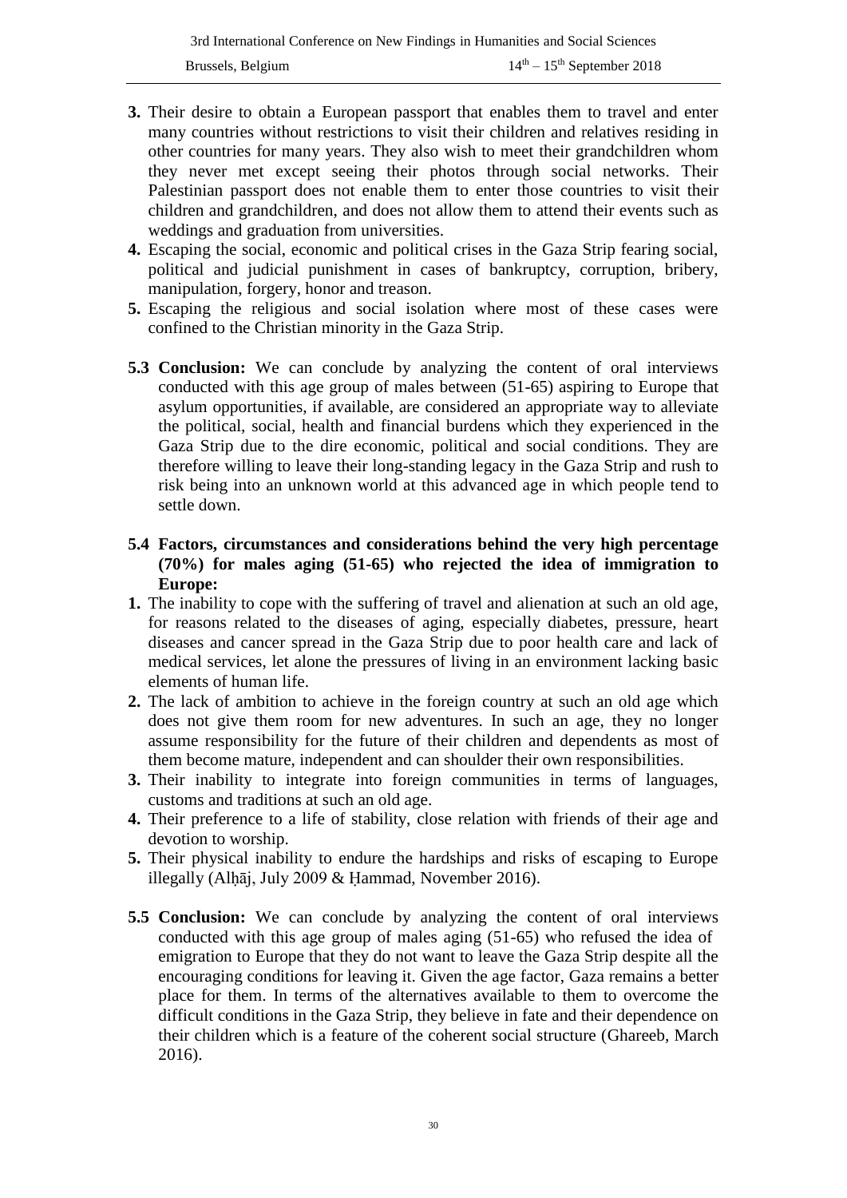3. Their desire to obtain a European passport that enables them to travel and enter many countries without restrictions to visit their children and relatives residing in other countries for many years. They also wish to meet their grandchildren whom they never met except seeing their photos through social networks. Their Palestinian passport does not enable them to enter those countries to visit their children and grandchildren, and does not allow them to attend their events such as weddings and graduation from universities.
4. Escaping the social, economic and political crises in the Gaza Strip fearing social, political and judicial punishment in cases of bankruptcy, corruption, bribery, manipulation, forgery, honor and treason.
5. Escaping the religious and social isolation where most of these cases were confined to the Christian minority in the Gaza Strip.

**5.3 Conclusion:** We can conclude by analyzing the content of oral interviews conducted with this age group of males between (51-65) aspiring to Europe that asylum opportunities, if available, are considered an appropriate way to alleviate the political, social, health and financial burdens which they experienced in the Gaza Strip due to the dire economic, political and social conditions. They are therefore willing to leave their long-standing legacy in the Gaza Strip and rush to risk being into an unknown world at this advanced age in which people tend to settle down.

### 5.4 Factors, circumstances and considerations behind the very high percentage (70%) for males aging (51-65) who rejected the idea of immigration to Europe:

1. The inability to cope with the suffering of travel and alienation at such an old age, for reasons related to the diseases of aging, especially diabetes, pressure, heart diseases and cancer spread in the Gaza Strip due to poor health care and lack of medical services, let alone the pressures of living in an environment lacking basic elements of human life.
2. The lack of ambition to achieve in the foreign country at such an old age which does not give them room for new adventures. In such an age, they no longer assume responsibility for the future of their children and dependents as most of them become mature, independent and can shoulder their own responsibilities.
3. Their inability to integrate into foreign communities in terms of languages, customs and traditions at such an old age.
4. Their preference to a life of stability, close relation with friends of their age and devotion to worship.
5. Their physical inability to endure the hardships and risks of escaping to Europe illegally (Alḥāj, July 2009 & Ḥammad, November 2016).

**5.5 Conclusion:** We can conclude by analyzing the content of oral interviews conducted with this age group of males aging (51-65) who refused the idea of emigration to Europe that they do not want to leave the Gaza Strip despite all the encouraging conditions for leaving it. Given the age factor, Gaza remains a better place for them. In terms of the alternatives available to them to overcome the difficult conditions in the Gaza Strip, they believe in fate and their dependence on their children which is a feature of the coherent social structure (Ghareeb, March 2016).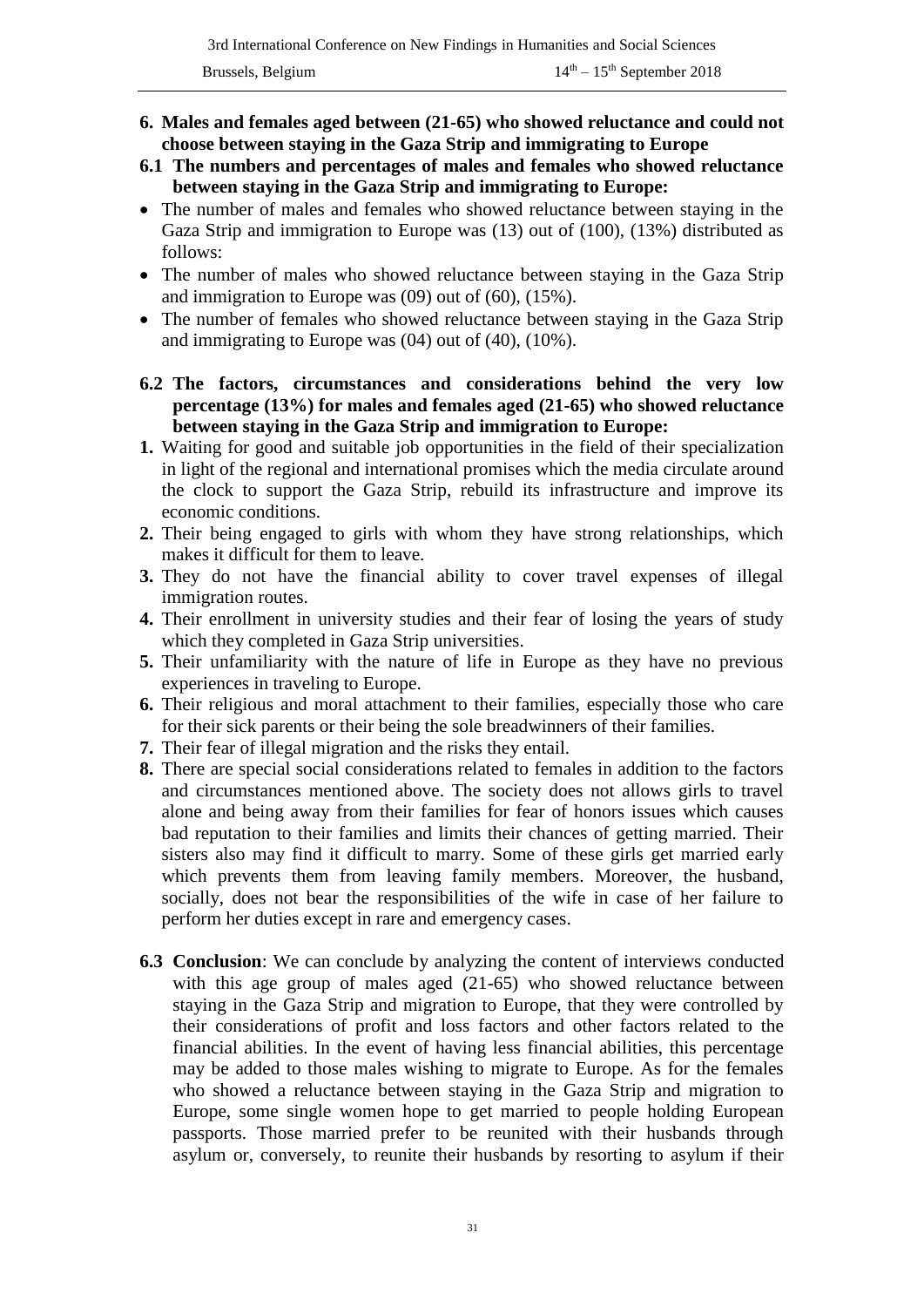## 6. Males and females aged between (21-65) who showed reluctance and could not choose between staying in the Gaza Strip and immigrating to Europe

### 6.1 The numbers and percentages of males and females who showed reluctance between staying in the Gaza Strip and immigrating to Europe:

- The number of males and females who showed reluctance between staying in the Gaza Strip and immigration to Europe was (13) out of (100), (13%) distributed as follows:
- The number of males who showed reluctance between staying in the Gaza Strip and immigration to Europe was (09) out of (60), (15%).
- The number of females who showed reluctance between staying in the Gaza Strip and immigrating to Europe was (04) out of (40), (10%).

### 6.2 The factors, circumstances and considerations behind the very low percentage (13%) for males and females aged (21-65) who showed reluctance between staying in the Gaza Strip and immigration to Europe:

1. Waiting for good and suitable job opportunities in the field of their specialization in light of the regional and international promises which the media circulate around the clock to support the Gaza Strip, rebuild its infrastructure and improve its economic conditions.
2. Their being engaged to girls with whom they have strong relationships, which makes it difficult for them to leave.
3. They do not have the financial ability to cover travel expenses of illegal immigration routes.
4. Their enrollment in university studies and their fear of losing the years of study which they completed in Gaza Strip universities.
5. Their unfamiliarity with the nature of life in Europe as they have no previous experiences in traveling to Europe.
6. Their religious and moral attachment to their families, especially those who care for their sick parents or their being the sole breadwinners of their families.
7. Their fear of illegal migration and the risks they entail.
8. There are special social considerations related to females in addition to the factors and circumstances mentioned above. The society does not allows girls to travel alone and being away from their families for fear of honors issues which causes bad reputation to their families and limits their chances of getting married. Their sisters also may find it difficult to marry. Some of these girls get married early which prevents them from leaving family members. Moreover, the husband, socially, does not bear the responsibilities of the wife in case of her failure to perform her duties except in rare and emergency cases.

### 6.3 Conclusion

**Conclusion**: We can conclude by analyzing the content of interviews conducted with this age group of males aged (21-65) who showed reluctance between staying in the Gaza Strip and migration to Europe, that they were controlled by their considerations of profit and loss factors and other factors related to the financial abilities. In the event of having less financial abilities, this percentage may be added to those males wishing to migrate to Europe. As for the females who showed a reluctance between staying in the Gaza Strip and migration to Europe, some single women hope to get married to people holding European passports. Those married prefer to be reunited with their husbands through asylum or, conversely, to reunite their husbands by resorting to asylum if their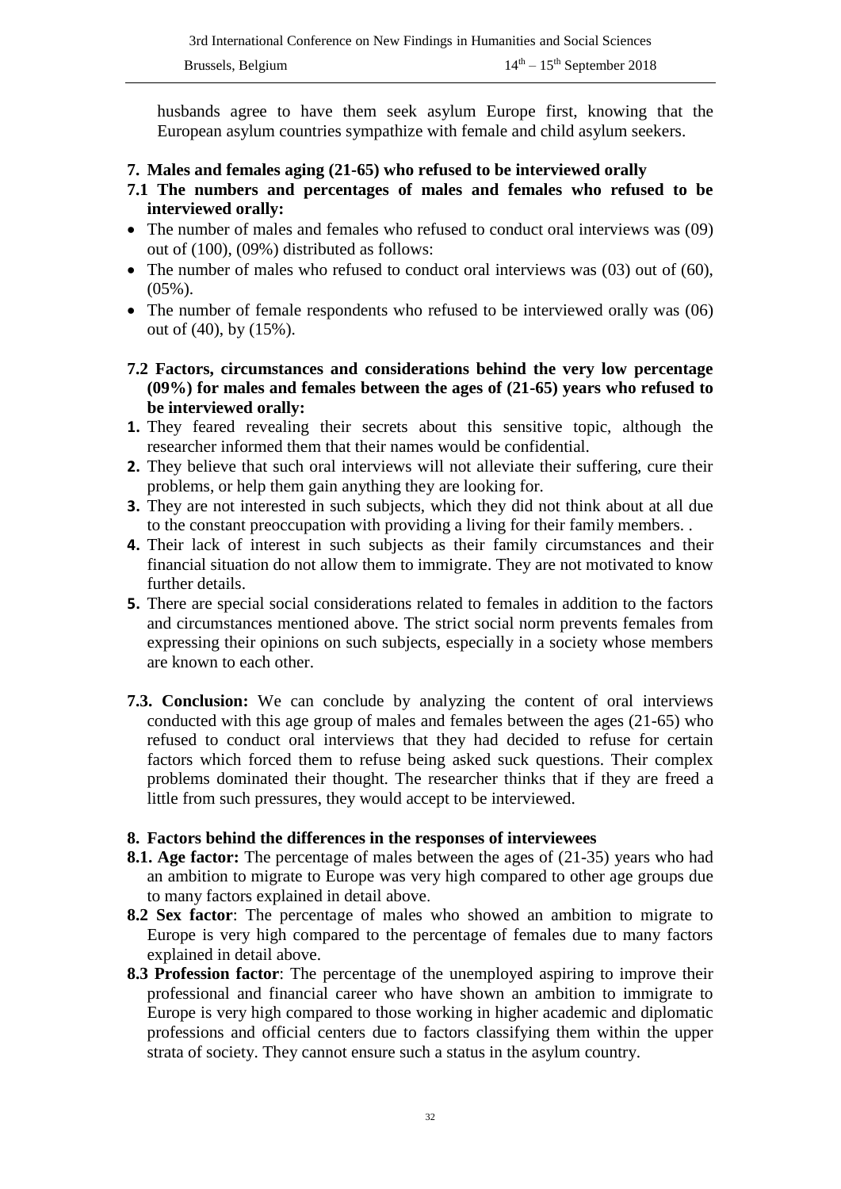husbands agree to have them seek asylum Europe first, knowing that the European asylum countries sympathize with female and child asylum seekers.

## 7. Males and females aging (21-65) who refused to be interviewed orally

### 7.1 The numbers and percentages of males and females who refused to be interviewed orally:

- The number of males and females who refused to conduct oral interviews was (09) out of (100), (09%) distributed as follows:
- The number of males who refused to conduct oral interviews was (03) out of (60), (05%).
- The number of female respondents who refused to be interviewed orally was (06) out of (40), by (15%).

### 7.2 Factors, circumstances and considerations behind the very low percentage (09%) for males and females between the ages of (21-65) years who refused to be interviewed orally:

1. They feared revealing their secrets about this sensitive topic, although the researcher informed them that their names would be confidential.
2. They believe that such oral interviews will not alleviate their suffering, cure their problems, or help them gain anything they are looking for.
3. They are not interested in such subjects, which they did not think about at all due to the constant preoccupation with providing a living for their family members. .
4. Their lack of interest in such subjects as their family circumstances and their financial situation do not allow them to immigrate. They are not motivated to know further details.
5. There are special social considerations related to females in addition to the factors and circumstances mentioned above. The strict social norm prevents females from expressing their opinions on such subjects, especially in a society whose members are known to each other.

**7.3. Conclusion:** We can conclude by analyzing the content of oral interviews conducted with this age group of males and females between the ages (21-65) who refused to conduct oral interviews that they had decided to refuse for certain factors which forced them to refuse being asked suck questions. Their complex problems dominated their thought. The researcher thinks that if they are freed a little from such pressures, they would accept to be interviewed.

## 8. Factors behind the differences in the responses of interviewees

**8.1. Age factor:** The percentage of males between the ages of (21-35) years who had an ambition to migrate to Europe was very high compared to other age groups due to many factors explained in detail above.

**8.2 Sex factor**: The percentage of males who showed an ambition to migrate to Europe is very high compared to the percentage of females due to many factors explained in detail above.

**8.3 Profession factor**: The percentage of the unemployed aspiring to improve their professional and financial career who have shown an ambition to immigrate to Europe is very high compared to those working in higher academic and diplomatic professions and official centers due to factors classifying them within the upper strata of society. They cannot ensure such a status in the asylum country.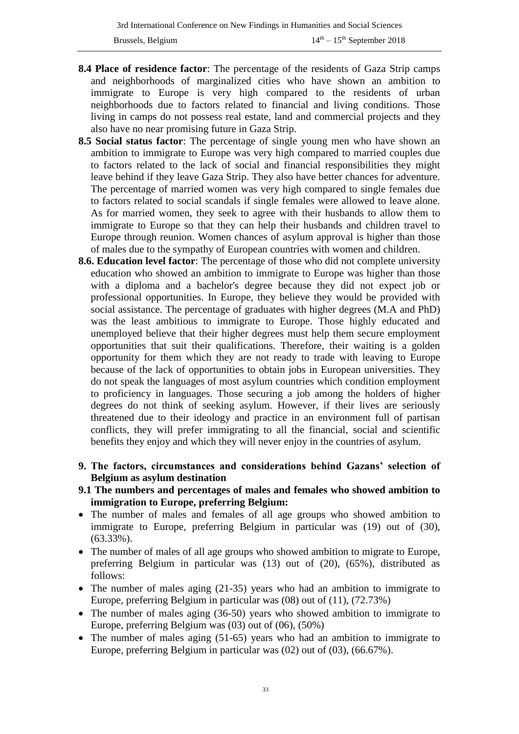- **8.4 Place of residence factor**: The percentage of the residents of Gaza Strip camps and neighborhoods of marginalized cities who have shown an ambition to immigrate to Europe is very high compared to the residents of urban neighborhoods due to factors related to financial and living conditions. Those living in camps do not possess real estate, land and commercial projects and they also have no near promising future in Gaza Strip.
- **8.5 Social status factor**: The percentage of single young men who have shown an ambition to immigrate to Europe was very high compared to married couples due to factors related to the lack of social and financial responsibilities they might leave behind if they leave Gaza Strip. They also have better chances for adventure. The percentage of married women was very high compared to single females due to factors related to social scandals if single females were allowed to leave alone. As for married women, they seek to agree with their husbands to allow them to immigrate to Europe so that they can help their husbands and children travel to Europe through reunion. Women chances of asylum approval is higher than those of males due to the sympathy of European countries with women and children.
- **8.6. Education level factor**: The percentage of those who did not complete university education who showed an ambition to immigrate to Europe was higher than those with a diploma and a bachelor's degree because they did not expect job or professional opportunities. In Europe, they believe they would be provided with social assistance. The percentage of graduates with higher degrees (M.A and PhD) was the least ambitious to immigrate to Europe. Those highly educated and unemployed believe that their higher degrees must help them secure employment opportunities that suit their qualifications. Therefore, their waiting is a golden opportunity for them which they are not ready to trade with leaving to Europe because of the lack of opportunities to obtain jobs in European universities. They do not speak the languages of most asylum countries which condition employment to proficiency in languages. Those securing a job among the holders of higher degrees do not think of seeking asylum. However, if their lives are seriously threatened due to their ideology and practice in an environment full of partisan conflicts, they will prefer immigrating to all the financial, social and scientific benefits they enjoy and which they will never enjoy in the countries of asylum.

## 9. The factors, circumstances and considerations behind Gazans' selection of Belgium as asylum destination

### 9.1 The numbers and percentages of males and females who showed ambition to immigration to Europe, preferring Belgium:

- The number of males and females of all age groups who showed ambition to immigrate to Europe, preferring Belgium in particular was (19) out of (30), (63.33%).
- The number of males of all age groups who showed ambition to migrate to Europe, preferring Belgium in particular was (13) out of (20), (65%), distributed as follows:
- The number of males aging (21-35) years who had an ambition to immigrate to Europe, preferring Belgium in particular was (08) out of (11), (72.73%)
- The number of males aging (36-50) years who showed ambition to immigrate to Europe, preferring Belgium was (03) out of (06), (50%)
- The number of males aging (51-65) years who had an ambition to immigrate to Europe, preferring Belgium in particular was (02) out of (03), (66.67%).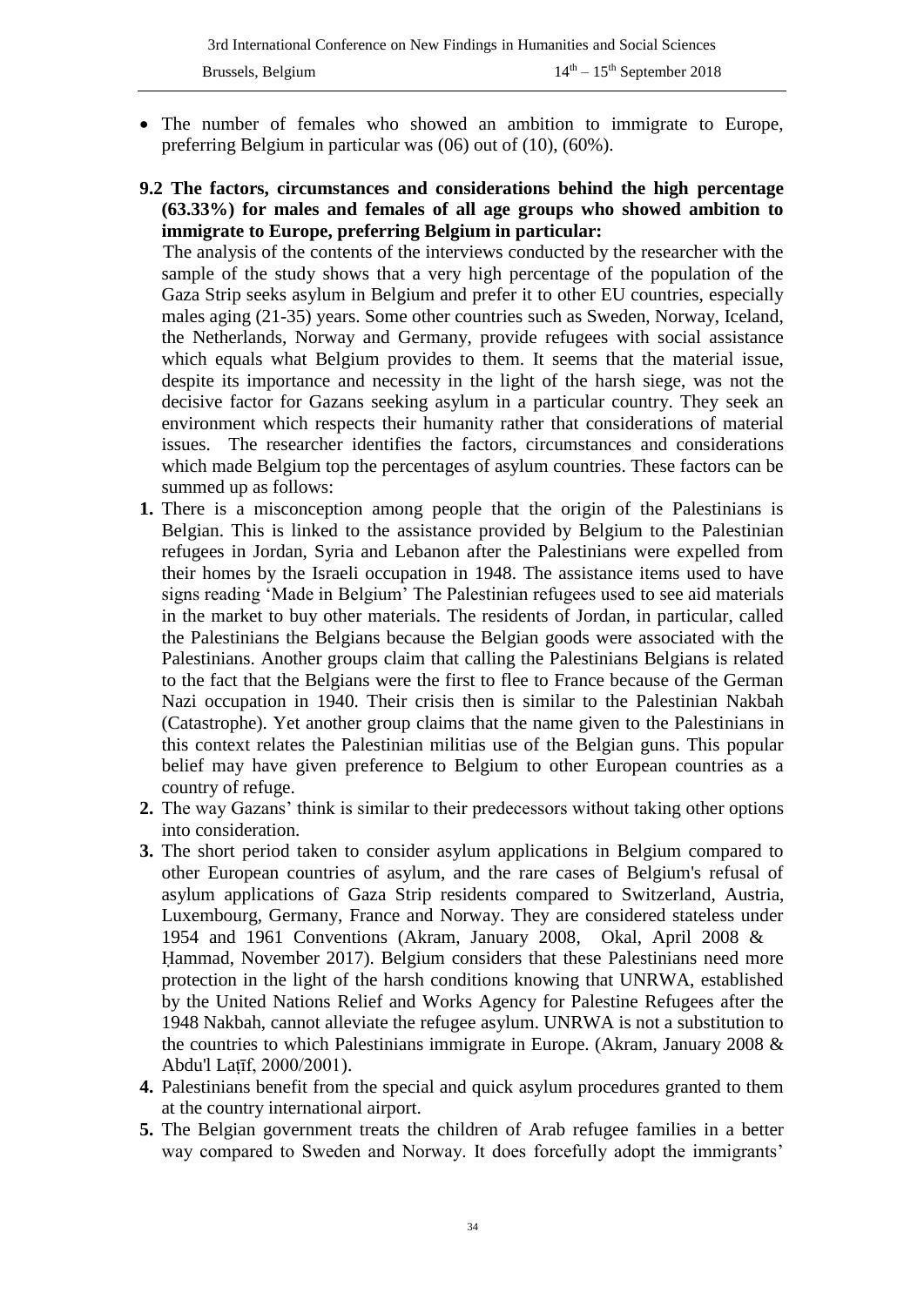- The number of females who showed an ambition to immigrate to Europe, preferring Belgium in particular was (06) out of (10), (60%).

**9.2 The factors, circumstances and considerations behind the high percentage (63.33%) for males and females of all age groups who showed ambition to immigrate to Europe, preferring Belgium in particular:**

The analysis of the contents of the interviews conducted by the researcher with the sample of the study shows that a very high percentage of the population of the Gaza Strip seeks asylum in Belgium and prefer it to other EU countries, especially males aging (21-35) years. Some other countries such as Sweden, Norway, Iceland, the Netherlands, Norway and Germany, provide refugees with social assistance which equals what Belgium provides to them. It seems that the material issue, despite its importance and necessity in the light of the harsh siege, was not the decisive factor for Gazans seeking asylum in a particular country. They seek an environment which respects their humanity rather that considerations of material issues. The researcher identifies the factors, circumstances and considerations which made Belgium top the percentages of asylum countries. These factors can be summed up as follows:

1. There is a misconception among people that the origin of the Palestinians is Belgian. This is linked to the assistance provided by Belgium to the Palestinian refugees in Jordan, Syria and Lebanon after the Palestinians were expelled from their homes by the Israeli occupation in 1948. The assistance items used to have signs reading 'Made in Belgium' The Palestinian refugees used to see aid materials in the market to buy other materials. The residents of Jordan, in particular, called the Palestinians the Belgians because the Belgian goods were associated with the Palestinians. Another groups claim that calling the Palestinians Belgians is related to the fact that the Belgians were the first to flee to France because of the German Nazi occupation in 1940. Their crisis then is similar to the Palestinian Nakbah (Catastrophe). Yet another group claims that the name given to the Palestinians in this context relates the Palestinian militias use of the Belgian guns. This popular belief may have given preference to Belgium to other European countries as a country of refuge.
2. The way Gazans' think is similar to their predecessors without taking other options into consideration.
3. The short period taken to consider asylum applications in Belgium compared to other European countries of asylum, and the rare cases of Belgium's refusal of asylum applications of Gaza Strip residents compared to Switzerland, Austria, Luxembourg, Germany, France and Norway. They are considered stateless under 1954 and 1961 Conventions (Akram, January 2008, Okal, April 2008 & Ḥammad, November 2017). Belgium considers that these Palestinians need more protection in the light of the harsh conditions knowing that UNRWA, established by the United Nations Relief and Works Agency for Palestine Refugees after the 1948 Nakbah, cannot alleviate the refugee asylum. UNRWA is not a substitution to the countries to which Palestinians immigrate in Europe. (Akram, January 2008 & Abdu'l Laṭīf, 2000/2001).
4. Palestinians benefit from the special and quick asylum procedures granted to them at the country international airport.
5. The Belgian government treats the children of Arab refugee families in a better way compared to Sweden and Norway. It does forcefully adopt the immigrants'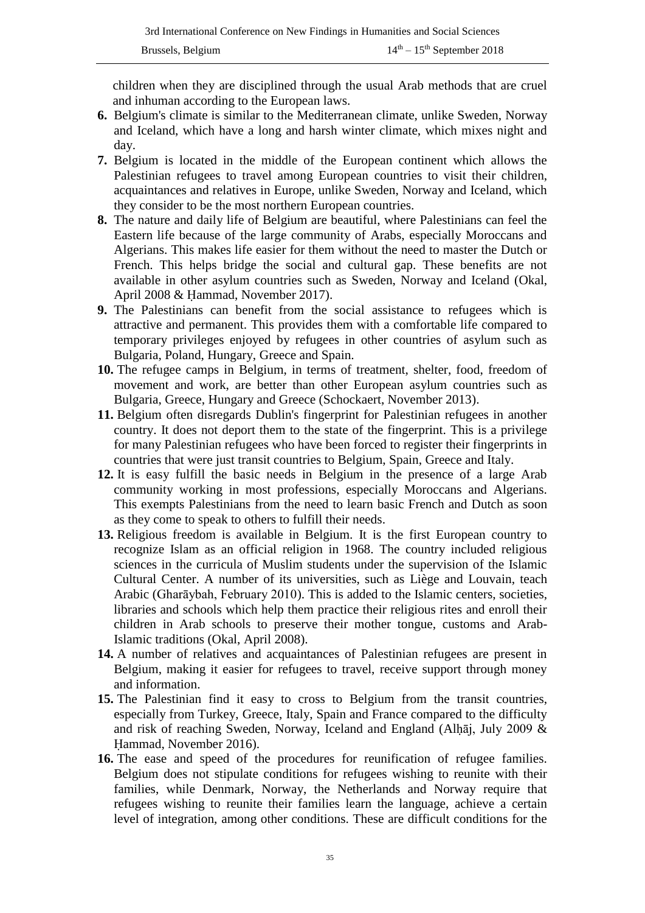children when they are disciplined through the usual Arab methods that are cruel and inhuman according to the European laws.

6. Belgium's climate is similar to the Mediterranean climate, unlike Sweden, Norway and Iceland, which have a long and harsh winter climate, which mixes night and day.
7. Belgium is located in the middle of the European continent which allows the Palestinian refugees to travel among European countries to visit their children, acquaintances and relatives in Europe, unlike Sweden, Norway and Iceland, which they consider to be the most northern European countries.
8. The nature and daily life of Belgium are beautiful, where Palestinians can feel the Eastern life because of the large community of Arabs, especially Moroccans and Algerians. This makes life easier for them without the need to master the Dutch or French. This helps bridge the social and cultural gap. These benefits are not available in other asylum countries such as Sweden, Norway and Iceland (Okal, April 2008 & Ḥammad, November 2017).
9. The Palestinians can benefit from the social assistance to refugees which is attractive and permanent. This provides them with a comfortable life compared to temporary privileges enjoyed by refugees in other countries of asylum such as Bulgaria, Poland, Hungary, Greece and Spain.
10. The refugee camps in Belgium, in terms of treatment, shelter, food, freedom of movement and work, are better than other European asylum countries such as Bulgaria, Greece, Hungary and Greece (Schockaert, November 2013).
11. Belgium often disregards Dublin's fingerprint for Palestinian refugees in another country. It does not deport them to the state of the fingerprint. This is a privilege for many Palestinian refugees who have been forced to register their fingerprints in countries that were just transit countries to Belgium, Spain, Greece and Italy.
12. It is easy fulfill the basic needs in Belgium in the presence of a large Arab community working in most professions, especially Moroccans and Algerians. This exempts Palestinians from the need to learn basic French and Dutch as soon as they come to speak to others to fulfill their needs.
13. Religious freedom is available in Belgium. It is the first European country to recognize Islam as an official religion in 1968. The country included religious sciences in the curricula of Muslim students under the supervision of the Islamic Cultural Center. A number of its universities, such as Liège and Louvain, teach Arabic (Gharāybah, February 2010). This is added to the Islamic centers, societies, libraries and schools which help them practice their religious rites and enroll their children in Arab schools to preserve their mother tongue, customs and Arab-Islamic traditions (Okal, April 2008).
14. A number of relatives and acquaintances of Palestinian refugees are present in Belgium, making it easier for refugees to travel, receive support through money and information.
15. The Palestinian find it easy to cross to Belgium from the transit countries, especially from Turkey, Greece, Italy, Spain and France compared to the difficulty and risk of reaching Sweden, Norway, Iceland and England (Alḥāj, July 2009 & Ḥammad, November 2016).
16. The ease and speed of the procedures for reunification of refugee families. Belgium does not stipulate conditions for refugees wishing to reunite with their families, while Denmark, Norway, the Netherlands and Norway require that refugees wishing to reunite their families learn the language, achieve a certain level of integration, among other conditions. These are difficult conditions for the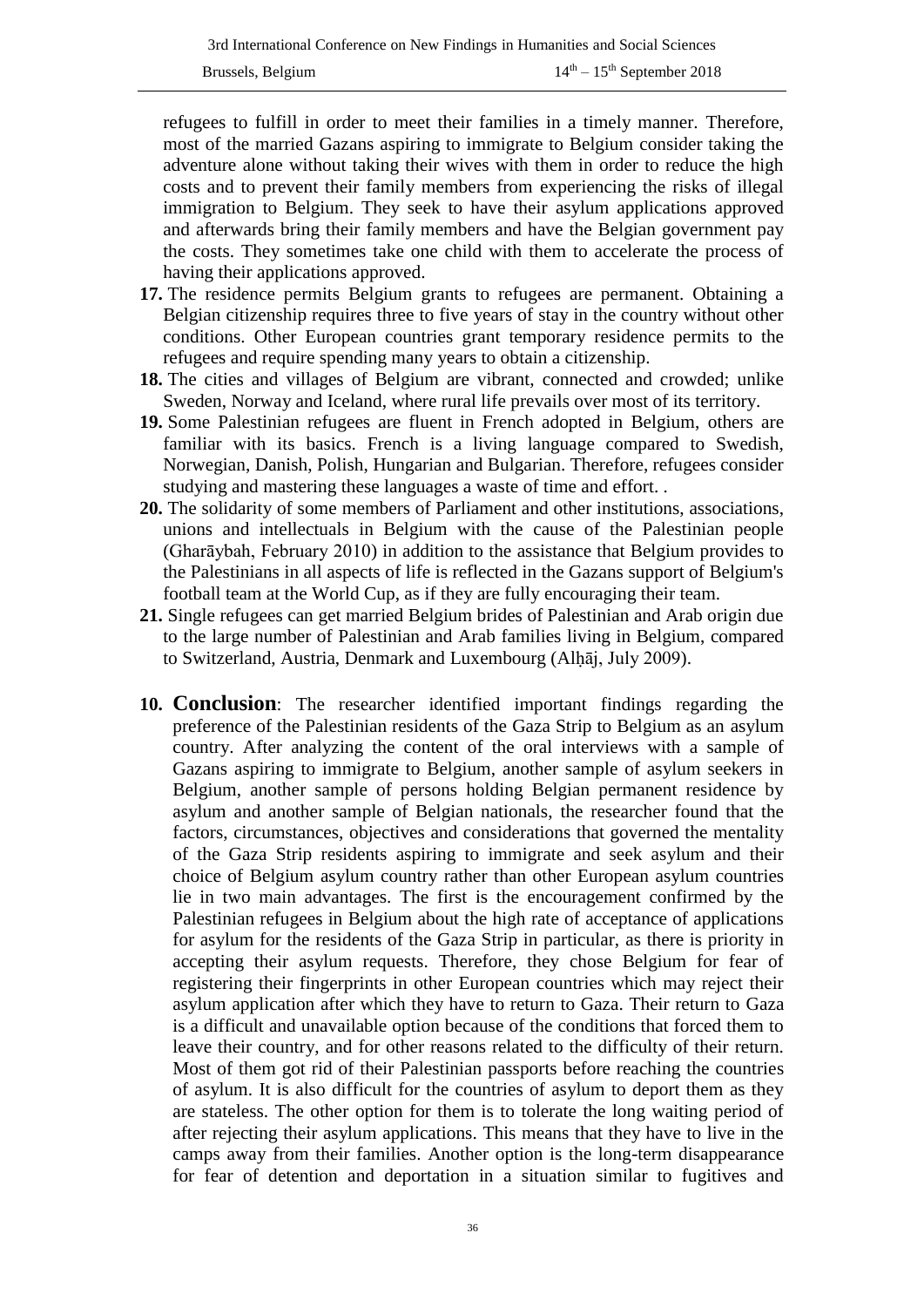refugees to fulfill in order to meet their families in a timely manner. Therefore, most of the married Gazans aspiring to immigrate to Belgium consider taking the adventure alone without taking their wives with them in order to reduce the high costs and to prevent their family members from experiencing the risks of illegal immigration to Belgium. They seek to have their asylum applications approved and afterwards bring their family members and have the Belgian government pay the costs. They sometimes take one child with them to accelerate the process of having their applications approved.

17. The residence permits Belgium grants to refugees are permanent. Obtaining a Belgian citizenship requires three to five years of stay in the country without other conditions. Other European countries grant temporary residence permits to the refugees and require spending many years to obtain a citizenship.
18. The cities and villages of Belgium are vibrant, connected and crowded; unlike Sweden, Norway and Iceland, where rural life prevails over most of its territory.
19. Some Palestinian refugees are fluent in French adopted in Belgium, others are familiar with its basics. French is a living language compared to Swedish, Norwegian, Danish, Polish, Hungarian and Bulgarian. Therefore, refugees consider studying and mastering these languages a waste of time and effort. .
20. The solidarity of some members of Parliament and other institutions, associations, unions and intellectuals in Belgium with the cause of the Palestinian people (Gharāybah, February 2010) in addition to the assistance that Belgium provides to the Palestinians in all aspects of life is reflected in the Gazans support of Belgium's football team at the World Cup, as if they are fully encouraging their team.
21. Single refugees can get married Belgium brides of Palestinian and Arab origin due to the large number of Palestinian and Arab families living in Belgium, compared to Switzerland, Austria, Denmark and Luxembourg (Alḥāj, July 2009).

## 10. Conclusion

**10. Conclusion**: The researcher identified important findings regarding the preference of the Palestinian residents of the Gaza Strip to Belgium as an asylum country. After analyzing the content of the oral interviews with a sample of Gazans aspiring to immigrate to Belgium, another sample of asylum seekers in Belgium, another sample of persons holding Belgian permanent residence by asylum and another sample of Belgian nationals, the researcher found that the factors, circumstances, objectives and considerations that governed the mentality of the Gaza Strip residents aspiring to immigrate and seek asylum and their choice of Belgium asylum country rather than other European asylum countries lie in two main advantages. The first is the encouragement confirmed by the Palestinian refugees in Belgium about the high rate of acceptance of applications for asylum for the residents of the Gaza Strip in particular, as there is priority in accepting their asylum requests. Therefore, they chose Belgium for fear of registering their fingerprints in other European countries which may reject their asylum application after which they have to return to Gaza. Their return to Gaza is a difficult and unavailable option because of the conditions that forced them to leave their country, and for other reasons related to the difficulty of their return. Most of them got rid of their Palestinian passports before reaching the countries of asylum. It is also difficult for the countries of asylum to deport them as they are stateless. The other option for them is to tolerate the long waiting period of after rejecting their asylum applications. This means that they have to live in the camps away from their families. Another option is the long-term disappearance for fear of detention and deportation in a situation similar to fugitives and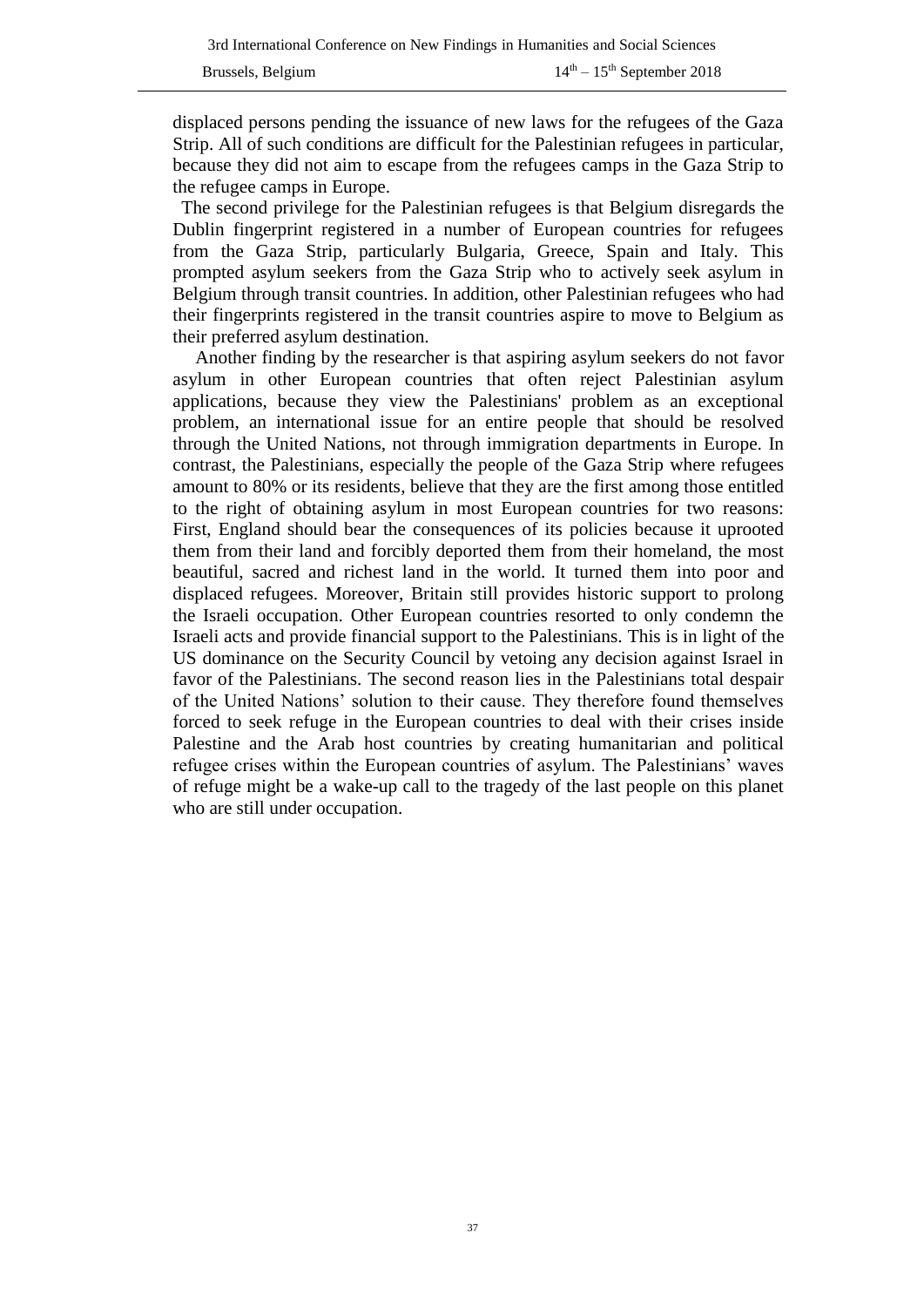displaced persons pending the issuance of new laws for the refugees of the Gaza Strip. All of such conditions are difficult for the Palestinian refugees in particular, because they did not aim to escape from the refugees camps in the Gaza Strip to the refugee camps in Europe.

The second privilege for the Palestinian refugees is that Belgium disregards the Dublin fingerprint registered in a number of European countries for refugees from the Gaza Strip, particularly Bulgaria, Greece, Spain and Italy. This prompted asylum seekers from the Gaza Strip who to actively seek asylum in Belgium through transit countries. In addition, other Palestinian refugees who had their fingerprints registered in the transit countries aspire to move to Belgium as their preferred asylum destination.

Another finding by the researcher is that aspiring asylum seekers do not favor asylum in other European countries that often reject Palestinian asylum applications, because they view the Palestinians' problem as an exceptional problem, an international issue for an entire people that should be resolved through the United Nations, not through immigration departments in Europe. In contrast, the Palestinians, especially the people of the Gaza Strip where refugees amount to 80% or its residents, believe that they are the first among those entitled to the right of obtaining asylum in most European countries for two reasons: First, England should bear the consequences of its policies because it uprooted them from their land and forcibly deported them from their homeland, the most beautiful, sacred and richest land in the world. It turned them into poor and displaced refugees. Moreover, Britain still provides historic support to prolong the Israeli occupation. Other European countries resorted to only condemn the Israeli acts and provide financial support to the Palestinians. This is in light of the US dominance on the Security Council by vetoing any decision against Israel in favor of the Palestinians. The second reason lies in the Palestinians total despair of the United Nations' solution to their cause. They therefore found themselves forced to seek refuge in the European countries to deal with their crises inside Palestine and the Arab host countries by creating humanitarian and political refugee crises within the European countries of asylum. The Palestinians' waves of refuge might be a wake-up call to the tragedy of the last people on this planet who are still under occupation.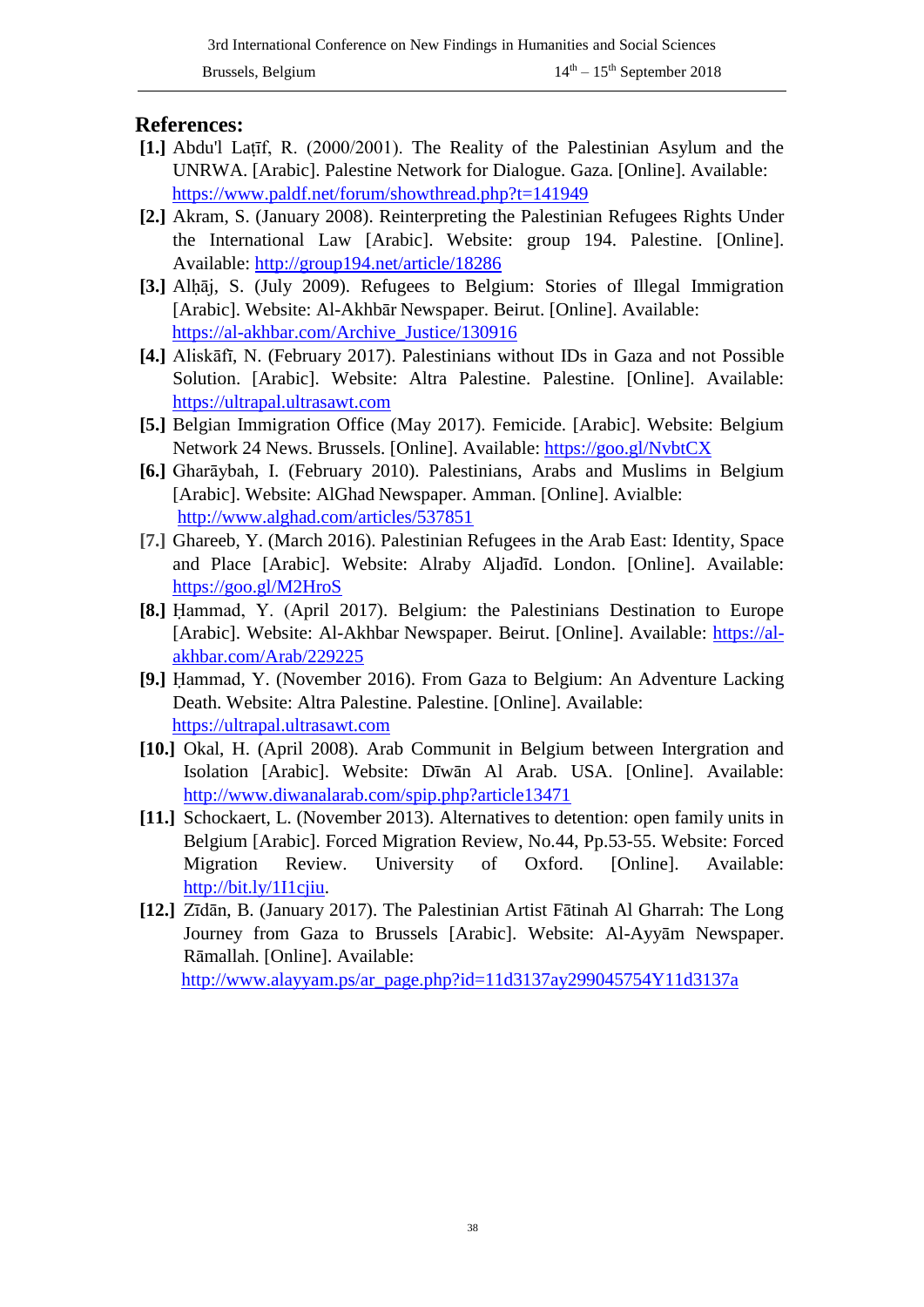## References:

**[1.]** Abdu'l Laṭīf, R. (2000/2001). The Reality of the Palestinian Asylum and the UNRWA. [Arabic]. Palestine Network for Dialogue. Gaza. [Online]. Available: https://www.paldf.net/forum/showthread.php?t=141949

**[2.]** Akram, S. (January 2008). Reinterpreting the Palestinian Refugees Rights Under the International Law [Arabic]. Website: group 194. Palestine. [Online]. Available: http://group194.net/article/18286

**[3.]** Alḥāj, S. (July 2009). Refugees to Belgium: Stories of Illegal Immigration [Arabic]. Website: Al-Akhbār Newspaper. Beirut. [Online]. Available: https://al-akhbar.com/Archive_Justice/130916

**[4.]** Aliskāfī, N. (February 2017). Palestinians without IDs in Gaza and not Possible Solution. [Arabic]. Website: Altra Palestine. Palestine. [Online]. Available: https://ultrapal.ultrasawt.com

**[5.]** Belgian Immigration Office (May 2017). Femicide. [Arabic]. Website: Belgium Network 24 News. Brussels. [Online]. Available: https://goo.gl/NvbtCX

**[6.]** Gharāybah, I. (February 2010). Palestinians, Arabs and Muslims in Belgium [Arabic]. Website: AlGhad Newspaper. Amman. [Online]. Avialble: http://www.alghad.com/articles/537851

**[7.]** Ghareeb, Y. (March 2016). Palestinian Refugees in the Arab East: Identity, Space and Place [Arabic]. Website: Alraby Aljadīd. London. [Online]. Available: https://goo.gl/M2HroS

**[8.]** Ḥammad, Y. (April 2017). Belgium: the Palestinians Destination to Europe [Arabic]. Website: Al-Akhbar Newspaper. Beirut. [Online]. Available: https://al-akhbar.com/Arab/229225

**[9.]** Ḥammad, Y. (November 2016). From Gaza to Belgium: An Adventure Lacking Death. Website: Altra Palestine. Palestine. [Online]. Available: https://ultrapal.ultrasawt.com

**[10.]** Okal, H. (April 2008). Arab Communit in Belgium between Intergration and Isolation [Arabic]. Website: Dīwān Al Arab. USA. [Online]. Available: http://www.diwanalarab.com/spip.php?article13471

**[11.]** Schockaert, L. (November 2013). Alternatives to detention: open family units in Belgium [Arabic]. Forced Migration Review, No.44, Pp.53-55. Website: Forced Migration Review. University of Oxford. [Online]. Available: http://bit.ly/1I1cjiu.

**[12.]** Zīdān, B. (January 2017). The Palestinian Artist Fātinah Al Gharrah: The Long Journey from Gaza to Brussels [Arabic]. Website: Al-Ayyām Newspaper. Rāmallah. [Online]. Available: http://www.alayyam.ps/ar_page.php?id=11d3137ay299045754Y11d3137a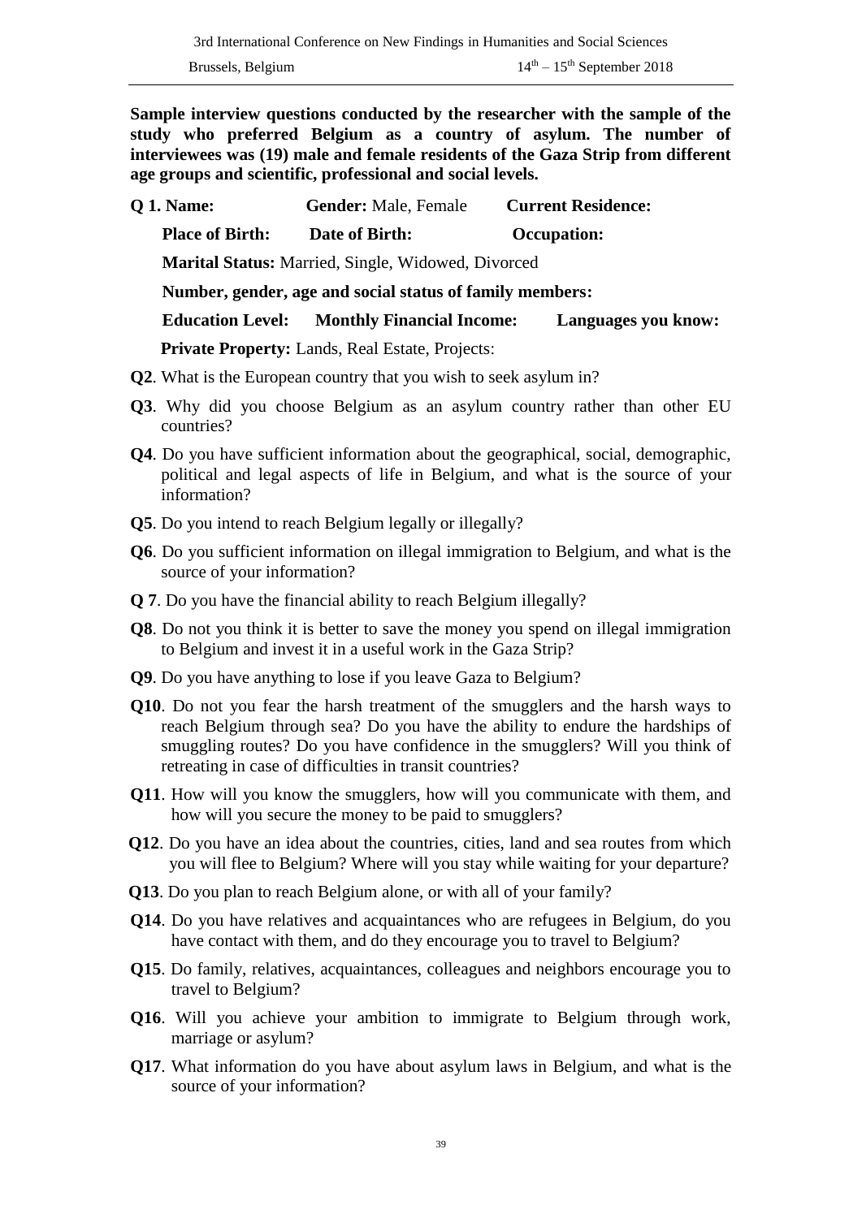**Sample interview questions conducted by the researcher with the sample of the study who preferred Belgium as a country of asylum. The number of interviewees was (19) male and female residents of the Gaza Strip from different age groups and scientific, professional and social levels.**

**Q 1. Name:** **Gender:** Male, Female **Current Residence:**

**Place of Birth:** **Date of Birth:** **Occupation:**

**Marital Status:** Married, Single, Widowed, Divorced

**Number, gender, age and social status of family members:**

**Education Level:** **Monthly Financial Income:** **Languages you know:**

**Private Property:** Lands, Real Estate, Projects:

**Q2**. What is the European country that you wish to seek asylum in?

**Q3**. Why did you choose Belgium as an asylum country rather than other EU countries?

**Q4**. Do you have sufficient information about the geographical, social, demographic, political and legal aspects of life in Belgium, and what is the source of your information?

**Q5**. Do you intend to reach Belgium legally or illegally?

**Q6**. Do you sufficient information on illegal immigration to Belgium, and what is the source of your information?

**Q 7**. Do you have the financial ability to reach Belgium illegally?

**Q8**. Do not you think it is better to save the money you spend on illegal immigration to Belgium and invest it in a useful work in the Gaza Strip?

**Q9**. Do you have anything to lose if you leave Gaza to Belgium?

**Q10**. Do not you fear the harsh treatment of the smugglers and the harsh ways to reach Belgium through sea? Do you have the ability to endure the hardships of smuggling routes? Do you have confidence in the smugglers? Will you think of retreating in case of difficulties in transit countries?

**Q11**. How will you know the smugglers, how will you communicate with them, and how will you secure the money to be paid to smugglers?

**Q12**. Do you have an idea about the countries, cities, land and sea routes from which you will flee to Belgium? Where will you stay while waiting for your departure?

**Q13**. Do you plan to reach Belgium alone, or with all of your family?

**Q14**. Do you have relatives and acquaintances who are refugees in Belgium, do you have contact with them, and do they encourage you to travel to Belgium?

**Q15**. Do family, relatives, acquaintances, colleagues and neighbors encourage you to travel to Belgium?

**Q16**. Will you achieve your ambition to immigrate to Belgium through work, marriage or asylum?

**Q17**. What information do you have about asylum laws in Belgium, and what is the source of your information?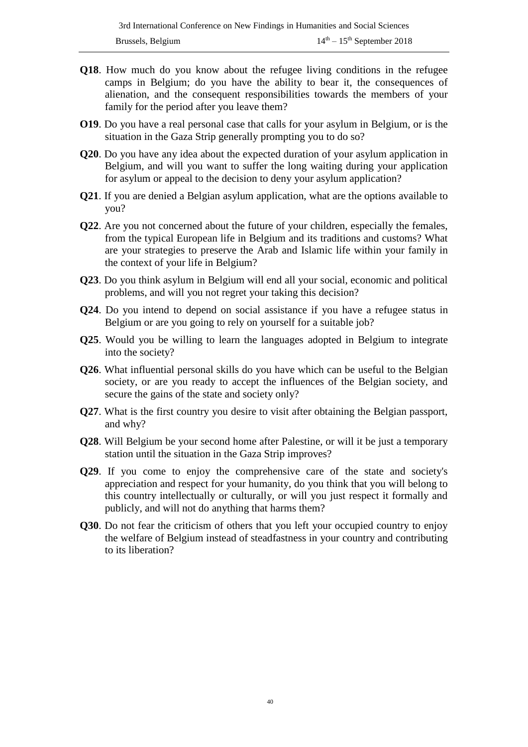**Q18**. How much do you know about the refugee living conditions in the refugee camps in Belgium; do you have the ability to bear it, the consequences of alienation, and the consequent responsibilities towards the members of your family for the period after you leave them?

**O19**. Do you have a real personal case that calls for your asylum in Belgium, or is the situation in the Gaza Strip generally prompting you to do so?

**Q20**. Do you have any idea about the expected duration of your asylum application in Belgium, and will you want to suffer the long waiting during your application for asylum or appeal to the decision to deny your asylum application?

**Q21**. If you are denied a Belgian asylum application, what are the options available to you?

**Q22**. Are you not concerned about the future of your children, especially the females, from the typical European life in Belgium and its traditions and customs? What are your strategies to preserve the Arab and Islamic life within your family in the context of your life in Belgium?

**Q23**. Do you think asylum in Belgium will end all your social, economic and political problems, and will you not regret your taking this decision?

**Q24**. Do you intend to depend on social assistance if you have a refugee status in Belgium or are you going to rely on yourself for a suitable job?

**Q25**. Would you be willing to learn the languages adopted in Belgium to integrate into the society?

**Q26**. What influential personal skills do you have which can be useful to the Belgian society, or are you ready to accept the influences of the Belgian society, and secure the gains of the state and society only?

**Q27**. What is the first country you desire to visit after obtaining the Belgian passport, and why?

**Q28**. Will Belgium be your second home after Palestine, or will it be just a temporary station until the situation in the Gaza Strip improves?

**Q29**. If you come to enjoy the comprehensive care of the state and society's appreciation and respect for your humanity, do you think that you will belong to this country intellectually or culturally, or will you just respect it formally and publicly, and will not do anything that harms them?

**Q30**. Do not fear the criticism of others that you left your occupied country to enjoy the welfare of Belgium instead of steadfastness in your country and contributing to its liberation?